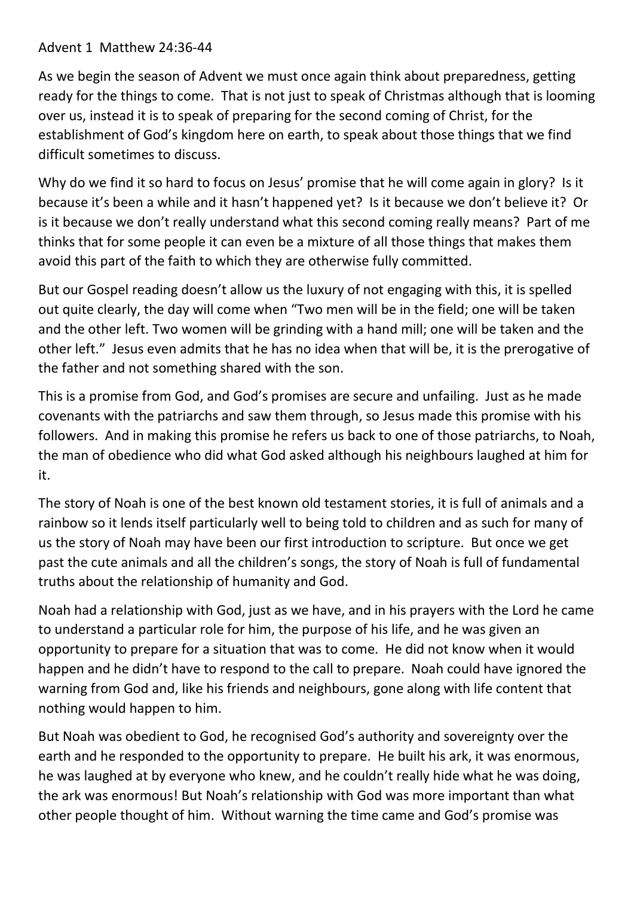Advent 1 Matthew 24:36-44

As we begin the season of Advent we must once again think about preparedness, getting ready for the things to come. That is not just to speak of Christmas although that is looming over us, instead it is to speak of preparing for the second coming of Christ, for the establishment of God's kingdom here on earth, to speak about those things that we find difficult sometimes to discuss.

Why do we find it so hard to focus on Jesus' promise that he will come again in glory? Is it because it's been a while and it hasn't happened yet? Is it because we don't believe it? Or is it because we don't really understand what this second coming really means? Part of me thinks that for some people it can even be a mixture of all those things that makes them avoid this part of the faith to which they are otherwise fully committed.

But our Gospel reading doesn't allow us the luxury of not engaging with this, it is spelled out quite clearly, the day will come when "Two men will be in the field; one will be taken and the other left. Two women will be grinding with a hand mill; one will be taken and the other left." Jesus even admits that he has no idea when that will be, it is the prerogative of the father and not something shared with the son.

This is a promise from God, and God's promises are secure and unfailing. Just as he made covenants with the patriarchs and saw them through, so Jesus made this promise with his followers. And in making this promise he refers us back to one of those patriarchs, to Noah, the man of obedience who did what God asked although his neighbours laughed at him for it.

The story of Noah is one of the best known old testament stories, it is full of animals and a rainbow so it lends itself particularly well to being told to children and as such for many of us the story of Noah may have been our first introduction to scripture. But once we get past the cute animals and all the children's songs, the story of Noah is full of fundamental truths about the relationship of humanity and God.

Noah had a relationship with God, just as we have, and in his prayers with the Lord he came to understand a particular role for him, the purpose of his life, and he was given an opportunity to prepare for a situation that was to come. He did not know when it would happen and he didn't have to respond to the call to prepare. Noah could have ignored the warning from God and, like his friends and neighbours, gone along with life content that nothing would happen to him.

But Noah was obedient to God, he recognised God's authority and sovereignty over the earth and he responded to the opportunity to prepare. He built his ark, it was enormous, he was laughed at by everyone who knew, and he couldn't really hide what he was doing, the ark was enormous! But Noah's relationship with God was more important than what other people thought of him. Without warning the time came and God's promise was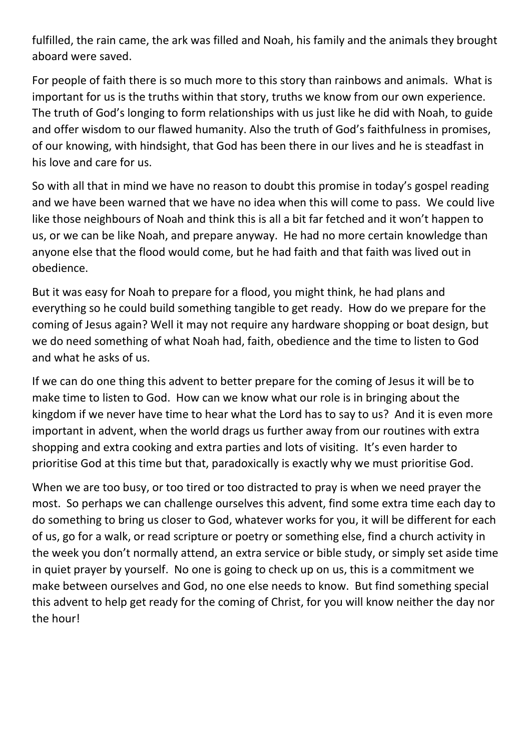fulfilled, the rain came, the ark was filled and Noah, his family and the animals they brought aboard were saved.

For people of faith there is so much more to this story than rainbows and animals. What is important for us is the truths within that story, truths we know from our own experience. The truth of God's longing to form relationships with us just like he did with Noah, to guide and offer wisdom to our flawed humanity. Also the truth of God's faithfulness in promises, of our knowing, with hindsight, that God has been there in our lives and he is steadfast in his love and care for us.

So with all that in mind we have no reason to doubt this promise in today's gospel reading and we have been warned that we have no idea when this will come to pass. We could live like those neighbours of Noah and think this is all a bit far fetched and it won't happen to us, or we can be like Noah, and prepare anyway. He had no more certain knowledge than anyone else that the flood would come, but he had faith and that faith was lived out in obedience.

But it was easy for Noah to prepare for a flood, you might think, he had plans and everything so he could build something tangible to get ready. How do we prepare for the coming of Jesus again? Well it may not require any hardware shopping or boat design, but we do need something of what Noah had, faith, obedience and the time to listen to God and what he asks of us.

If we can do one thing this advent to better prepare for the coming of Jesus it will be to make time to listen to God. How can we know what our role is in bringing about the kingdom if we never have time to hear what the Lord has to say to us? And it is even more important in advent, when the world drags us further away from our routines with extra shopping and extra cooking and extra parties and lots of visiting. It's even harder to prioritise God at this time but that, paradoxically is exactly why we must prioritise God.

When we are too busy, or too tired or too distracted to pray is when we need prayer the most. So perhaps we can challenge ourselves this advent, find some extra time each day to do something to bring us closer to God, whatever works for you, it will be different for each of us, go for a walk, or read scripture or poetry or something else, find a church activity in the week you don't normally attend, an extra service or bible study, or simply set aside time in quiet prayer by yourself. No one is going to check up on us, this is a commitment we make between ourselves and God, no one else needs to know. But find something special this advent to help get ready for the coming of Christ, for you will know neither the day nor the hour!